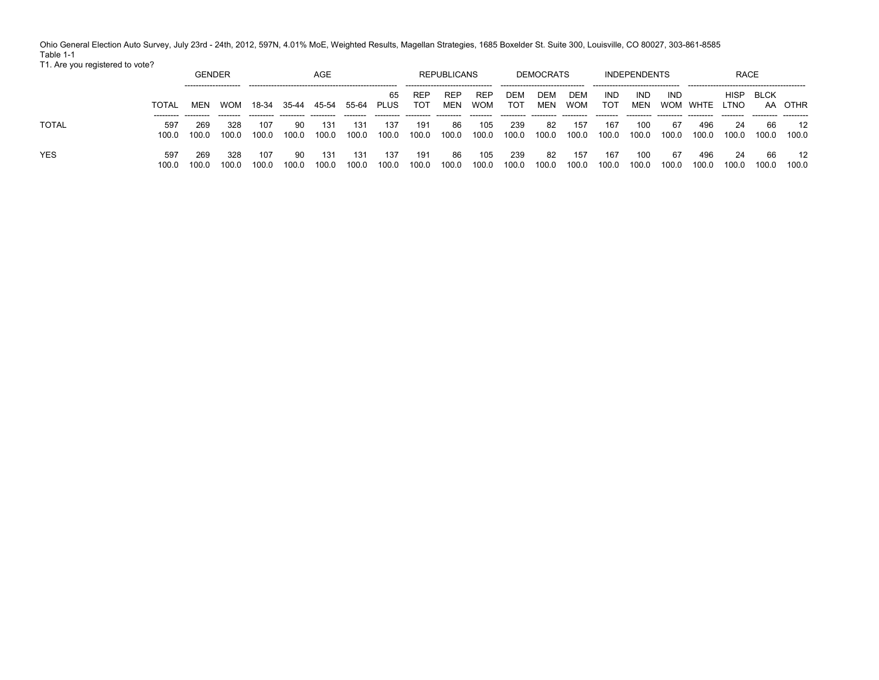Ohio General Election Auto Survey, July 23rd - 24th, 2012, 597N, 4.01% MoE, Weighted Results, Magellan Strategies, 1685 Boxelder St. Suite 300, Louisville, CO 80027, 303-861-8585
Table 1-1
T1. Are you registered to vote?

| | | GENDER | | AGE | | | | | REPUBLICANS | | | DEMOCRATS | | | INDEPENDENTS | | | RACE | | | |
|---|---|---|---|---|---|---|---|---|---|---|---|---|---|---|---|---|---|---|---|---|---|
| | TOTAL | MEN | WOM | 18-34 | 35-44 | 45-54 | 55-64 | 65 PLUS | REP TOT | REP MEN | REP WOM | DEM TOT | DEM MEN | DEM WOM | IND TOT | IND MEN | IND WOM | WHTE | HISP LTNO | BLCK AA | OTHR |
| TOTAL | 597 | 269 | 328 | 107 | 90 | 131 | 131 | 137 | 191 | 86 | 105 | 239 | 82 | 157 | 167 | 100 | 67 | 496 | 24 | 66 | 12 |
| | 100.0 | 100.0 | 100.0 | 100.0 | 100.0 | 100.0 | 100.0 | 100.0 | 100.0 | 100.0 | 100.0 | 100.0 | 100.0 | 100.0 | 100.0 | 100.0 | 100.0 | 100.0 | 100.0 | 100.0 | 100.0 |
| YES | 597 | 269 | 328 | 107 | 90 | 131 | 131 | 137 | 191 | 86 | 105 | 239 | 82 | 157 | 167 | 100 | 67 | 496 | 24 | 66 | 12 |
| | 100.0 | 100.0 | 100.0 | 100.0 | 100.0 | 100.0 | 100.0 | 100.0 | 100.0 | 100.0 | 100.0 | 100.0 | 100.0 | 100.0 | 100.0 | 100.0 | 100.0 | 100.0 | 100.0 | 100.0 | 100.0 |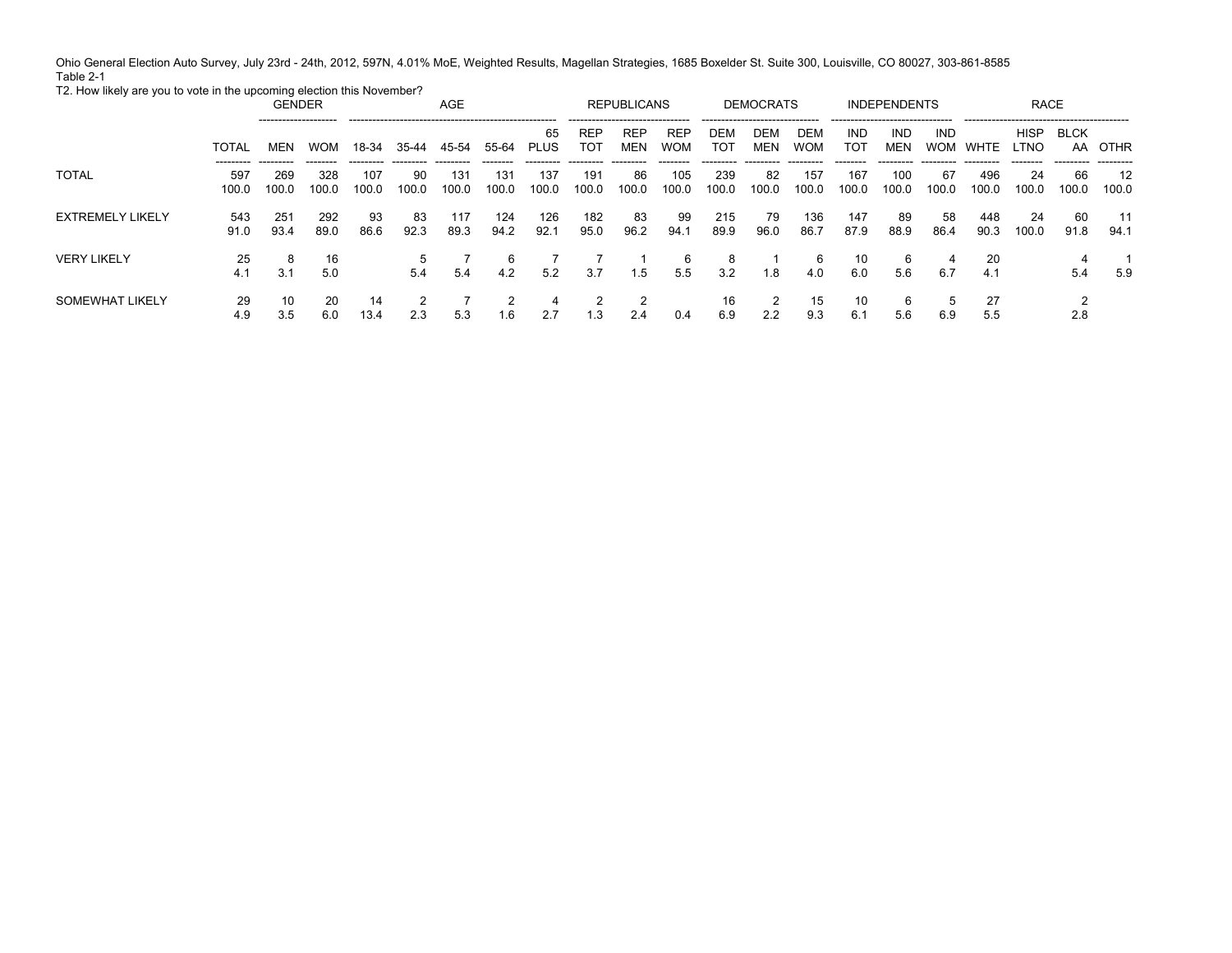Ohio General Election Auto Survey, July 23rd - 24th, 2012, 597N, 4.01% MoE, Weighted Results, Magellan Strategies, 1685 Boxelder St. Suite 300, Louisville, CO 80027, 303-861-8585

Table 2-1

T2. How likely are you to vote in the upcoming election this November?

| | | GENDER | | AGE | | | | | REPUBLICANS | | | DEMOCRATS | | | INDEPENDENTS | | | RACE | | | |
|---|---|---|---|---|---|---|---|---|---|---|---|---|---|---|---|---|---|---|---|---|---|
| | TOTAL | MEN | WOM | 18-34 | 35-44 | 45-54 | 55-64 | 65 PLUS | REP TOT | REP MEN | REP WOM | DEM TOT | DEM MEN | DEM WOM | IND TOT | IND MEN | IND WOM | WHTE | HISP LTNO | BLCK AA | OTHR |
| TOTAL | 597 | 269 | 328 | 107 | 90 | 131 | 131 | 137 | 191 | 86 | 105 | 239 | 82 | 157 | 167 | 100 | 67 | 496 | 24 | 66 | 12 |
| | 100.0 | 100.0 | 100.0 | 100.0 | 100.0 | 100.0 | 100.0 | 100.0 | 100.0 | 100.0 | 100.0 | 100.0 | 100.0 | 100.0 | 100.0 | 100.0 | 100.0 | 100.0 | 100.0 | 100.0 | 100.0 |
| EXTREMELY LIKELY | 543 | 251 | 292 | 93 | 83 | 117 | 124 | 126 | 182 | 83 | 99 | 215 | 79 | 136 | 147 | 89 | 58 | 448 | 24 | 60 | 11 |
| | 91.0 | 93.4 | 89.0 | 86.6 | 92.3 | 89.3 | 94.2 | 92.1 | 95.0 | 96.2 | 94.1 | 89.9 | 96.0 | 86.7 | 87.9 | 88.9 | 86.4 | 90.3 | 100.0 | 91.8 | 94.1 |
| VERY LIKELY | 25 | 8 | 16 | | 5 | 7 | 6 | 7 | 7 | 1 | 6 | 8 | 1 | 6 | 10 | 6 | 4 | 20 | | 4 | 1 |
| | 4.1 | 3.1 | 5.0 | | 5.4 | 5.4 | 4.2 | 5.2 | 3.7 | 1.5 | 5.5 | 3.2 | 1.8 | 4.0 | 6.0 | 5.6 | 6.7 | 4.1 | | 5.4 | 5.9 |
| SOMEWHAT LIKELY | 29 | 10 | 20 | 14 | 2 | 7 | 2 | 4 | 2 | 2 | | 16 | 2 | 15 | 10 | 6 | 5 | 27 | | 2 | |
| | 4.9 | 3.5 | 6.0 | 13.4 | 2.3 | 5.3 | 1.6 | 2.7 | 1.3 | 2.4 | 0.4 | 6.9 | 2.2 | 9.3 | 6.1 | 5.6 | 6.9 | 5.5 | | 2.8 | |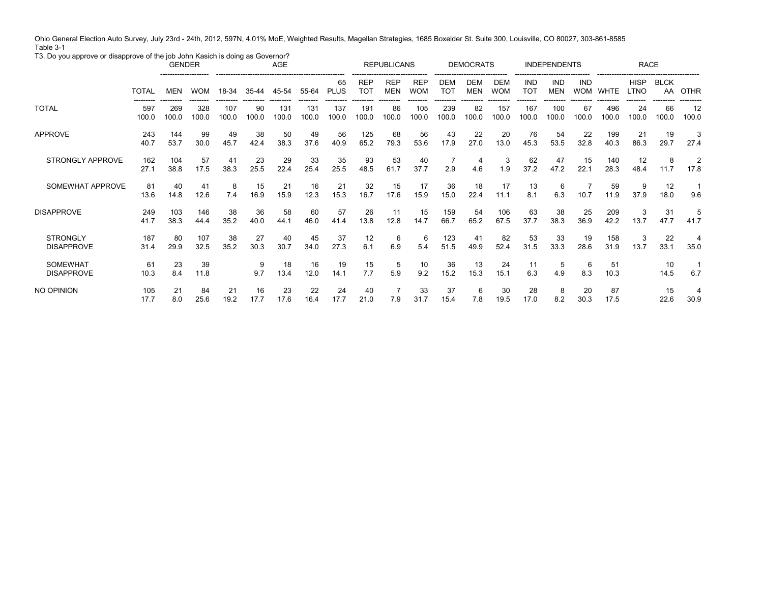Ohio General Election Auto Survey, July 23rd - 24th, 2012, 597N, 4.01% MoE, Weighted Results, Magellan Strategies, 1685 Boxelder St. Suite 300, Louisville, CO 80027, 303-861-8585

Table 3-1

T3. Do you approve or disapprove of the job John Kasich is doing as Governor?

| | | GENDER | | AGE | | | | | REPUBLICANS | | | DEMOCRATS | | | INDEPENDENTS | | | RACE | | | |
|---|---|---|---|---|---|---|---|---|---|---|---|---|---|---|---|---|---|---|---|---|---|
| | TOTAL | MEN | WOM | 18-34 | 35-44 | 45-54 | 55-64 | 65 PLUS | REP TOT | REP MEN | REP WOM | DEM TOT | DEM MEN | DEM WOM | IND TOT | IND MEN | IND WOM | WHTE | HISP LTNO | BLCK AA | OTHR |
| TOTAL | 597 | 269 | 328 | 107 | 90 | 131 | 131 | 137 | 191 | 86 | 105 | 239 | 82 | 157 | 167 | 100 | 67 | 496 | 24 | 66 | 12 |
| | 100.0 | 100.0 | 100.0 | 100.0 | 100.0 | 100.0 | 100.0 | 100.0 | 100.0 | 100.0 | 100.0 | 100.0 | 100.0 | 100.0 | 100.0 | 100.0 | 100.0 | 100.0 | 100.0 | 100.0 | 100.0 |
| APPROVE | 243 | 144 | 99 | 49 | 38 | 50 | 49 | 56 | 125 | 68 | 56 | 43 | 22 | 20 | 76 | 54 | 22 | 199 | 21 | 19 | 3 |
| | 40.7 | 53.7 | 30.0 | 45.7 | 42.4 | 38.3 | 37.6 | 40.9 | 65.2 | 79.3 | 53.6 | 17.9 | 27.0 | 13.0 | 45.3 | 53.5 | 32.8 | 40.3 | 86.3 | 29.7 | 27.4 |
| STRONGLY APPROVE | 162 | 104 | 57 | 41 | 23 | 29 | 33 | 35 | 93 | 53 | 40 | 7 | 4 | 3 | 62 | 47 | 15 | 140 | 12 | 8 | 2 |
| | 27.1 | 38.8 | 17.5 | 38.3 | 25.5 | 22.4 | 25.4 | 25.5 | 48.5 | 61.7 | 37.7 | 2.9 | 4.6 | 1.9 | 37.2 | 47.2 | 22.1 | 28.3 | 48.4 | 11.7 | 17.8 |
| SOMEWHAT APPROVE | 81 | 40 | 41 | 8 | 15 | 21 | 16 | 21 | 32 | 15 | 17 | 36 | 18 | 17 | 13 | 6 | 7 | 59 | 9 | 12 | 1 |
| | 13.6 | 14.8 | 12.6 | 7.4 | 16.9 | 15.9 | 12.3 | 15.3 | 16.7 | 17.6 | 15.9 | 15.0 | 22.4 | 11.1 | 8.1 | 6.3 | 10.7 | 11.9 | 37.9 | 18.0 | 9.6 |
| DISAPPROVE | 249 | 103 | 146 | 38 | 36 | 58 | 60 | 57 | 26 | 11 | 15 | 159 | 54 | 106 | 63 | 38 | 25 | 209 | 3 | 31 | 5 |
| | 41.7 | 38.3 | 44.4 | 35.2 | 40.0 | 44.1 | 46.0 | 41.4 | 13.8 | 12.8 | 14.7 | 66.7 | 65.2 | 67.5 | 37.7 | 38.3 | 36.9 | 42.2 | 13.7 | 47.7 | 41.7 |
| STRONGLY DISAPPROVE | 187 | 80 | 107 | 38 | 27 | 40 | 45 | 37 | 12 | 6 | 6 | 123 | 41 | 82 | 53 | 33 | 19 | 158 | 3 | 22 | 4 |
| | 31.4 | 29.9 | 32.5 | 35.2 | 30.3 | 30.7 | 34.0 | 27.3 | 6.1 | 6.9 | 5.4 | 51.5 | 49.9 | 52.4 | 31.5 | 33.3 | 28.6 | 31.9 | 13.7 | 33.1 | 35.0 |
| SOMEWHAT DISAPPROVE | 61 | 23 | 39 | | 9 | 18 | 16 | 19 | 15 | 5 | 10 | 36 | 13 | 24 | 11 | 5 | 6 | 51 | | 10 | 1 |
| | 10.3 | 8.4 | 11.8 | | 9.7 | 13.4 | 12.0 | 14.1 | 7.7 | 5.9 | 9.2 | 15.2 | 15.3 | 15.1 | 6.3 | 4.9 | 8.3 | 10.3 | | 14.5 | 6.7 |
| NO OPINION | 105 | 21 | 84 | 21 | 16 | 23 | 22 | 24 | 40 | 7 | 33 | 37 | 6 | 30 | 28 | 8 | 20 | 87 | | 15 | 4 |
| | 17.7 | 8.0 | 25.6 | 19.2 | 17.7 | 17.6 | 16.4 | 17.7 | 21.0 | 7.9 | 31.7 | 15.4 | 7.8 | 19.5 | 17.0 | 8.2 | 30.3 | 17.5 | | 22.6 | 30.9 |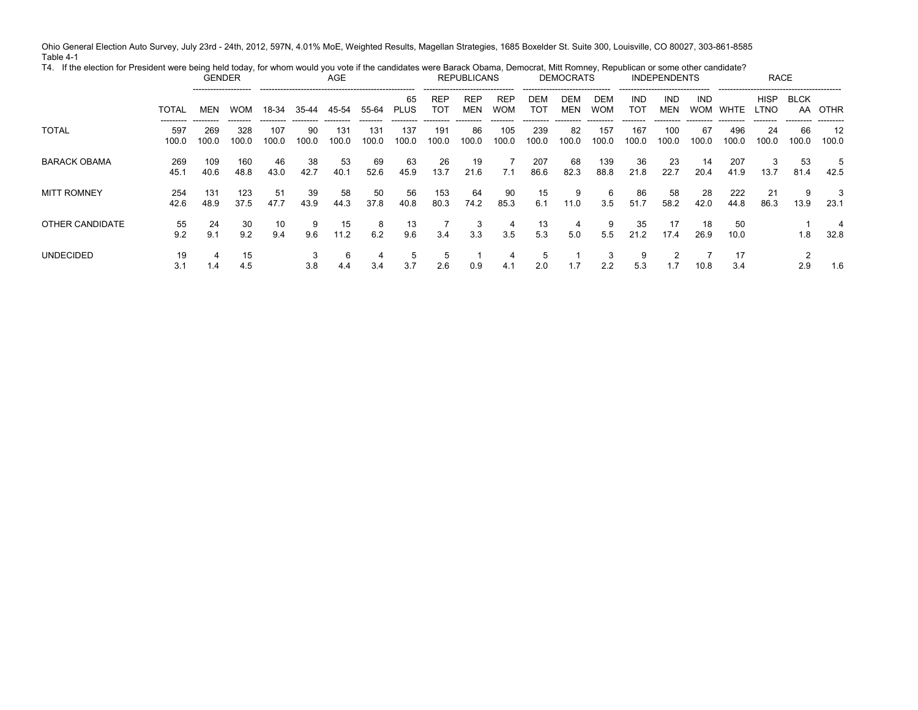Ohio General Election Auto Survey, July 23rd - 24th, 2012, 597N, 4.01% MoE, Weighted Results, Magellan Strategies, 1685 Boxelder St. Suite 300, Louisville, CO 80027, 303-861-8585

Table 4-1

T4. If the election for President were being held today, for whom would you vote if the candidates were Barack Obama, Democrat, Mitt Romney, Republican or some other candidate?

| | | GENDER | | AGE | | | | | REPUBLICANS | | | DEMOCRATS | | | INDEPENDENTS | | | RACE | | | |
|---|---|---|---|---|---|---|---|---|---|---|---|---|---|---|---|---|---|---|---|---|---|
| | TOTAL | MEN | WOM | 18-34 | 35-44 | 45-54 | 55-64 | 65 PLUS | REP TOT | REP MEN | REP WOM | DEM TOT | DEM MEN | DEM WOM | IND TOT | IND MEN | IND WOM | WHTE | HISP LTNO | BLCK AA | OTHR |
| TOTAL | 597 | 269 | 328 | 107 | 90 | 131 | 131 | 137 | 191 | 86 | 105 | 239 | 82 | 157 | 167 | 100 | 67 | 496 | 24 | 66 | 12 |
| | 100.0 | 100.0 | 100.0 | 100.0 | 100.0 | 100.0 | 100.0 | 100.0 | 100.0 | 100.0 | 100.0 | 100.0 | 100.0 | 100.0 | 100.0 | 100.0 | 100.0 | 100.0 | 100.0 | 100.0 | 100.0 |
| BARACK OBAMA | 269 | 109 | 160 | 46 | 38 | 53 | 69 | 63 | 26 | 19 | 7 | 207 | 68 | 139 | 36 | 23 | 14 | 207 | 3 | 53 | 5 |
| | 45.1 | 40.6 | 48.8 | 43.0 | 42.7 | 40.1 | 52.6 | 45.9 | 13.7 | 21.6 | 7.1 | 86.6 | 82.3 | 88.8 | 21.8 | 22.7 | 20.4 | 41.9 | 13.7 | 81.4 | 42.5 |
| MITT ROMNEY | 254 | 131 | 123 | 51 | 39 | 58 | 50 | 56 | 153 | 64 | 90 | 15 | 9 | 6 | 86 | 58 | 28 | 222 | 21 | 9 | 3 |
| | 42.6 | 48.9 | 37.5 | 47.7 | 43.9 | 44.3 | 37.8 | 40.8 | 80.3 | 74.2 | 85.3 | 6.1 | 11.0 | 3.5 | 51.7 | 58.2 | 42.0 | 44.8 | 86.3 | 13.9 | 23.1 |
| OTHER CANDIDATE | 55 | 24 | 30 | 10 | 9 | 15 | 8 | 13 | 7 | 3 | 4 | 13 | 4 | 9 | 35 | 17 | 18 | 50 | | 1 | 4 |
| | 9.2 | 9.1 | 9.2 | 9.4 | 9.6 | 11.2 | 6.2 | 9.6 | 3.4 | 3.3 | 3.5 | 5.3 | 5.0 | 5.5 | 21.2 | 17.4 | 26.9 | 10.0 | | 1.8 | 32.8 |
| UNDECIDED | 19 | 4 | 15 | | 3 | 6 | 4 | 5 | 5 | 1 | 4 | 5 | 1 | 3 | 9 | 2 | 7 | 17 | | 2 | |
| | 3.1 | 1.4 | 4.5 | | 3.8 | 4.4 | 3.4 | 3.7 | 2.6 | 0.9 | 4.1 | 2.0 | 1.7 | 2.2 | 5.3 | 1.7 | 10.8 | 3.4 | | 2.9 | 1.6 |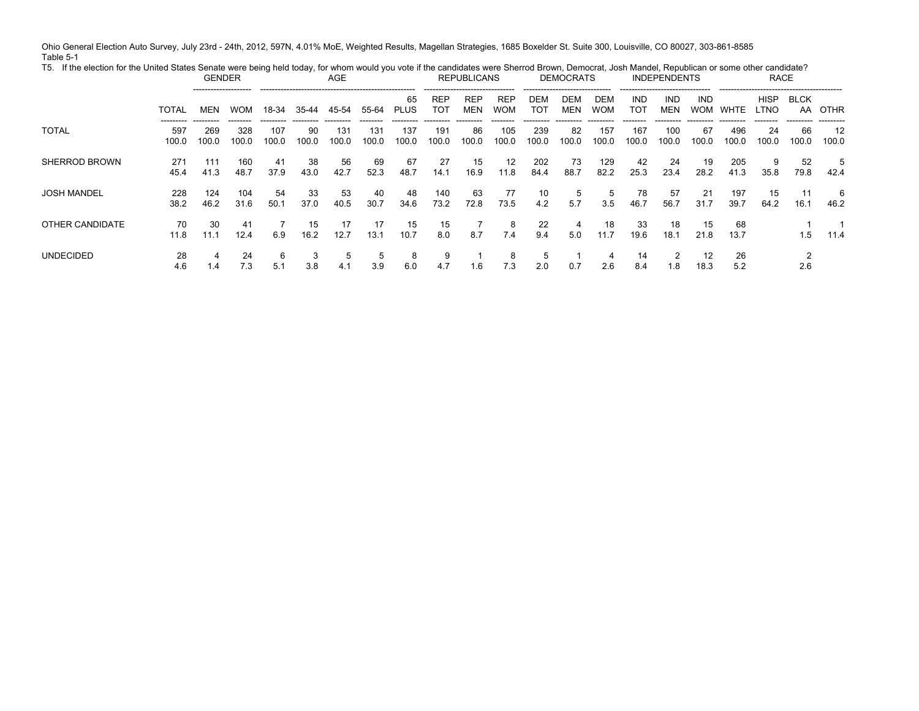Ohio General Election Auto Survey, July 23rd - 24th, 2012, 597N, 4.01% MoE, Weighted Results, Magellan Strategies, 1685 Boxelder St. Suite 300, Louisville, CO 80027, 303-861-8585

Table 5-1

T5. If the election for the United States Senate were being held today, for whom would you vote if the candidates were Sherrod Brown, Democrat, Josh Mandel, Republican or some other candidate?

| | | GENDER | | AGE | | | | | REPUBLICANS | | | DEMOCRATS | | | INDEPENDENTS | | | RACE | | | |
|---|---|---|---|---|---|---|---|---|---|---|---|---|---|---|---|---|---|---|---|---|---|
| | TOTAL | MEN | WOM | 18-34 | 35-44 | 45-54 | 55-64 | 65 PLUS | REP TOT | REP MEN | REP WOM | DEM TOT | DEM MEN | DEM WOM | IND TOT | IND MEN | IND WOM | WHTE | HISP LTNO | BLCK AA | OTHR |
| TOTAL | 597 | 269 | 328 | 107 | 90 | 131 | 131 | 137 | 191 | 86 | 105 | 239 | 82 | 157 | 167 | 100 | 67 | 496 | 24 | 66 | 12 |
| | 100.0 | 100.0 | 100.0 | 100.0 | 100.0 | 100.0 | 100.0 | 100.0 | 100.0 | 100.0 | 100.0 | 100.0 | 100.0 | 100.0 | 100.0 | 100.0 | 100.0 | 100.0 | 100.0 | 100.0 | 100.0 |
| SHERROD BROWN | 271 | 111 | 160 | 41 | 38 | 56 | 69 | 67 | 27 | 15 | 12 | 202 | 73 | 129 | 42 | 24 | 19 | 205 | 9 | 52 | 5 |
| | 45.4 | 41.3 | 48.7 | 37.9 | 43.0 | 42.7 | 52.3 | 48.7 | 14.1 | 16.9 | 11.8 | 84.4 | 88.7 | 82.2 | 25.3 | 23.4 | 28.2 | 41.3 | 35.8 | 79.8 | 42.4 |
| JOSH MANDEL | 228 | 124 | 104 | 54 | 33 | 53 | 40 | 48 | 140 | 63 | 77 | 10 | 5 | 5 | 78 | 57 | 21 | 197 | 15 | 11 | 6 |
| | 38.2 | 46.2 | 31.6 | 50.1 | 37.0 | 40.5 | 30.7 | 34.6 | 73.2 | 72.8 | 73.5 | 4.2 | 5.7 | 3.5 | 46.7 | 56.7 | 31.7 | 39.7 | 64.2 | 16.1 | 46.2 |
| OTHER CANDIDATE | 70 | 30 | 41 | 7 | 15 | 17 | 17 | 15 | 15 | 7 | 8 | 22 | 4 | 18 | 33 | 18 | 15 | 68 | | 1 | 1 |
| | 11.8 | 11.1 | 12.4 | 6.9 | 16.2 | 12.7 | 13.1 | 10.7 | 8.0 | 8.7 | 7.4 | 9.4 | 5.0 | 11.7 | 19.6 | 18.1 | 21.8 | 13.7 | | 1.5 | 11.4 |
| UNDECIDED | 28 | 4 | 24 | 6 | 3 | 5 | 5 | 8 | 9 | 1 | 8 | 5 | 1 | 4 | 14 | 2 | 12 | 26 | | 2 | |
| | 4.6 | 1.4 | 7.3 | 5.1 | 3.8 | 4.1 | 3.9 | 6.0 | 4.7 | 1.6 | 7.3 | 2.0 | 0.7 | 2.6 | 8.4 | 1.8 | 18.3 | 5.2 | | 2.6 | |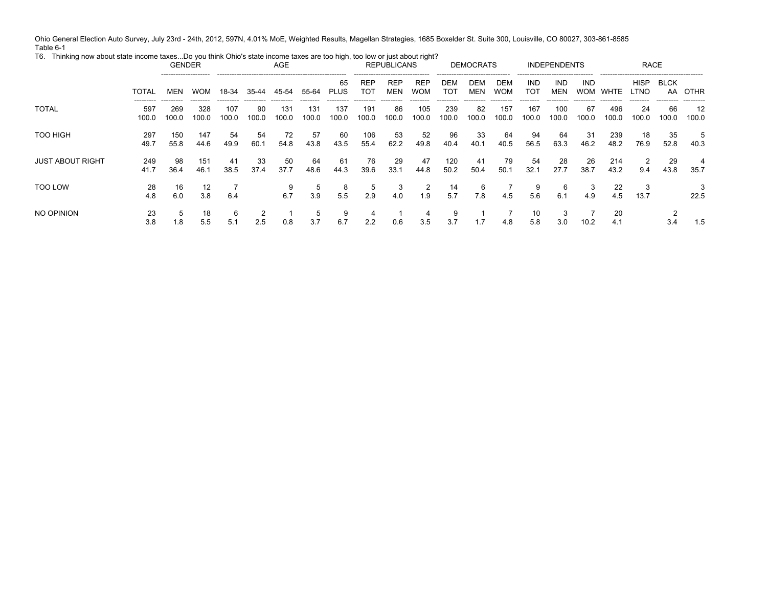Ohio General Election Auto Survey, July 23rd - 24th, 2012, 597N, 4.01% MoE, Weighted Results, Magellan Strategies, 1685 Boxelder St. Suite 300, Louisville, CO 80027, 303-861-8585

Table 6-1

T6. Thinking now about state income taxes...Do you think Ohio's state income taxes are too high, too low or just about right?

| | | GENDER | | AGE | | | | | REPUBLICANS | | | DEMOCRATS | | | INDEPENDENTS | | | RACE | | | |
|---|---|---|---|---|---|---|---|---|---|---|---|---|---|---|---|---|---|---|---|---|---|
| | TOTAL | MEN | WOM | 18-34 | 35-44 | 45-54 | 55-64 | 65 PLUS | REP TOT | REP MEN | REP WOM | DEM TOT | DEM MEN | DEM WOM | IND TOT | IND MEN | IND WOM | WHTE | HISP LTNO | BLCK AA | OTHR |
| TOTAL | 597 | 269 | 328 | 107 | 90 | 131 | 131 | 137 | 191 | 86 | 105 | 239 | 82 | 157 | 167 | 100 | 67 | 496 | 24 | 66 | 12 |
| | 100.0 | 100.0 | 100.0 | 100.0 | 100.0 | 100.0 | 100.0 | 100.0 | 100.0 | 100.0 | 100.0 | 100.0 | 100.0 | 100.0 | 100.0 | 100.0 | 100.0 | 100.0 | 100.0 | 100.0 | 100.0 |
| TOO HIGH | 297 | 150 | 147 | 54 | 54 | 72 | 57 | 60 | 106 | 53 | 52 | 96 | 33 | 64 | 94 | 64 | 31 | 239 | 18 | 35 | 5 |
| | 49.7 | 55.8 | 44.6 | 49.9 | 60.1 | 54.8 | 43.8 | 43.5 | 55.4 | 62.2 | 49.8 | 40.4 | 40.1 | 40.5 | 56.5 | 63.3 | 46.2 | 48.2 | 76.9 | 52.8 | 40.3 |
| JUST ABOUT RIGHT | 249 | 98 | 151 | 41 | 33 | 50 | 64 | 61 | 76 | 29 | 47 | 120 | 41 | 79 | 54 | 28 | 26 | 214 | 2 | 29 | 4 |
| | 41.7 | 36.4 | 46.1 | 38.5 | 37.4 | 37.7 | 48.6 | 44.3 | 39.6 | 33.1 | 44.8 | 50.2 | 50.4 | 50.1 | 32.1 | 27.7 | 38.7 | 43.2 | 9.4 | 43.8 | 35.7 |
| TOO LOW | 28 | 16 | 12 | 7 | | 9 | 5 | 8 | 5 | 3 | 2 | 14 | 6 | 7 | 9 | 6 | 3 | 22 | 3 | | 3 |
| | 4.8 | 6.0 | 3.8 | 6.4 | | 6.7 | 3.9 | 5.5 | 2.9 | 4.0 | 1.9 | 5.7 | 7.8 | 4.5 | 5.6 | 6.1 | 4.9 | 4.5 | 13.7 | | 22.5 |
| NO OPINION | 23 | 5 | 18 | 6 | 2 | 1 | 5 | 9 | 4 | 1 | 4 | 9 | 1 | 7 | 10 | 3 | 7 | 20 | | 2 | |
| | 3.8 | 1.8 | 5.5 | 5.1 | 2.5 | 0.8 | 3.7 | 6.7 | 2.2 | 0.6 | 3.5 | 3.7 | 1.7 | 4.8 | 5.8 | 3.0 | 10.2 | 4.1 | | 3.4 | 1.5 |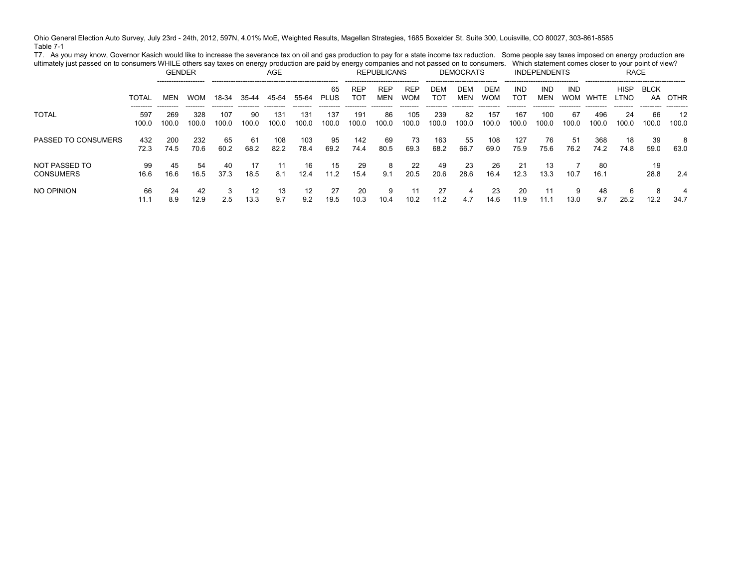Ohio General Election Auto Survey, July 23rd - 24th, 2012, 597N, 4.01% MoE, Weighted Results, Magellan Strategies, 1685 Boxelder St. Suite 300, Louisville, CO 80027, 303-861-8585

Table 7-1

T7. As you may know, Governor Kasich would like to increase the severance tax on oil and gas production to pay for a state income tax reduction. Some people say taxes imposed on energy production are ultimately just passed on to consumers WHILE others say taxes on energy production are paid by energy companies and not passed on to consumers. Which statement comes closer to your point of view?

| | | GENDER | | AGE | | | | | REPUBLICANS | | | DEMOCRATS | | | INDEPENDENTS | | | RACE | | | |
|---|---|---|---|---|---|---|---|---|---|---|---|---|---|---|---|---|---|---|---|---|---|
| | TOTAL | MEN | WOM | 18-34 | 35-44 | 45-54 | 55-64 | 65 PLUS | REP TOT | REP MEN | REP WOM | DEM TOT | DEM MEN | DEM WOM | IND TOT | IND MEN | IND WOM | WHTE | HISP LTNO | BLCK AA | OTHR |
| TOTAL | 597 | 269 | 328 | 107 | 90 | 131 | 131 | 137 | 191 | 86 | 105 | 239 | 82 | 157 | 167 | 100 | 67 | 496 | 24 | 66 | 12 |
| | 100.0 | 100.0 | 100.0 | 100.0 | 100.0 | 100.0 | 100.0 | 100.0 | 100.0 | 100.0 | 100.0 | 100.0 | 100.0 | 100.0 | 100.0 | 100.0 | 100.0 | 100.0 | 100.0 | 100.0 | 100.0 |
| PASSED TO CONSUMERS | 432 | 200 | 232 | 65 | 61 | 108 | 103 | 95 | 142 | 69 | 73 | 163 | 55 | 108 | 127 | 76 | 51 | 368 | 18 | 39 | 8 |
| | 72.3 | 74.5 | 70.6 | 60.2 | 68.2 | 82.2 | 78.4 | 69.2 | 74.4 | 80.5 | 69.3 | 68.2 | 66.7 | 69.0 | 75.9 | 75.6 | 76.2 | 74.2 | 74.8 | 59.0 | 63.0 |
| NOT PASSED TO CONSUMERS | 99 | 45 | 54 | 40 | 17 | 11 | 16 | 15 | 29 | 8 | 22 | 49 | 23 | 26 | 21 | 13 | 7 | 80 | | 19 | |
| | 16.6 | 16.6 | 16.5 | 37.3 | 18.5 | 8.1 | 12.4 | 11.2 | 15.4 | 9.1 | 20.5 | 20.6 | 28.6 | 16.4 | 12.3 | 13.3 | 10.7 | 16.1 | | 28.8 | 2.4 |
| NO OPINION | 66 | 24 | 42 | 3 | 12 | 13 | 12 | 27 | 20 | 9 | 11 | 27 | 4 | 23 | 20 | 11 | 9 | 48 | 6 | 8 | 4 |
| | 11.1 | 8.9 | 12.9 | 2.5 | 13.3 | 9.7 | 9.2 | 19.5 | 10.3 | 10.4 | 10.2 | 11.2 | 4.7 | 14.6 | 11.9 | 11.1 | 13.0 | 9.7 | 25.2 | 12.2 | 34.7 |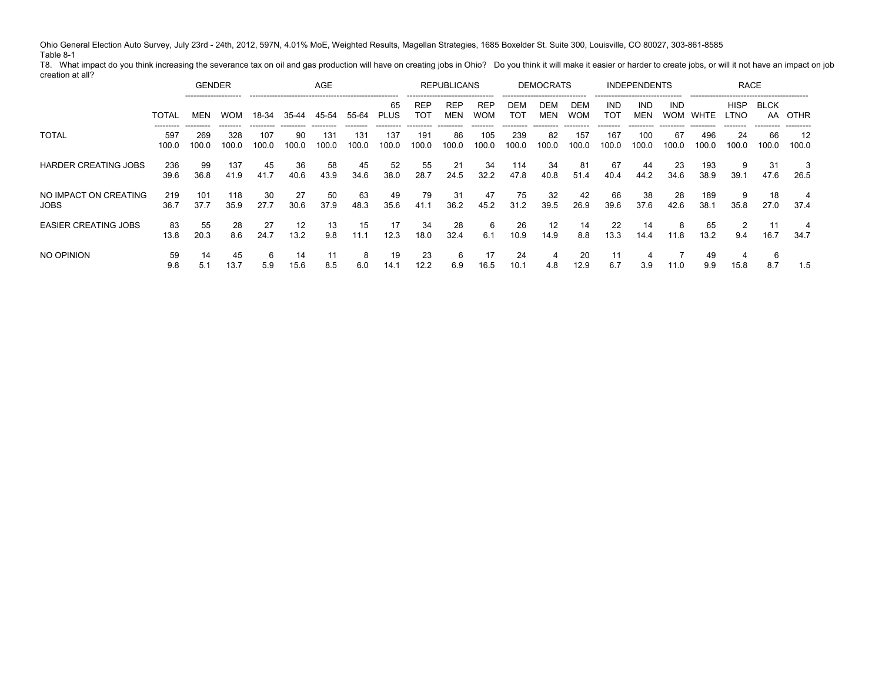Ohio General Election Auto Survey, July 23rd - 24th, 2012, 597N, 4.01% MoE, Weighted Results, Magellan Strategies, 1685 Boxelder St. Suite 300, Louisville, CO 80027, 303-861-8585

Table 8-1

T8. What impact do you think increasing the severance tax on oil and gas production will have on creating jobs in Ohio? Do you think it will make it easier or harder to create jobs, or will it not have an impact on job creation at all?

| | | GENDER | | AGE | | | | | REPUBLICANS | | | DEMOCRATS | | | INDEPENDENTS | | | RACE | | | |
|---|---|---|---|---|---|---|---|---|---|---|---|---|---|---|---|---|---|---|---|---|---|
| | TOTAL | MEN | WOM | 18-34 | 35-44 | 45-54 | 55-64 | 65 PLUS | REP TOT | REP MEN | REP WOM | DEM TOT | DEM MEN | DEM WOM | IND TOT | IND MEN | IND WOM | WHTE | HISP LTNO | BLCK AA | OTHR |
| TOTAL | 597 | 269 | 328 | 107 | 90 | 131 | 131 | 137 | 191 | 86 | 105 | 239 | 82 | 157 | 167 | 100 | 67 | 496 | 24 | 66 | 12 |
| | 100.0 | 100.0 | 100.0 | 100.0 | 100.0 | 100.0 | 100.0 | 100.0 | 100.0 | 100.0 | 100.0 | 100.0 | 100.0 | 100.0 | 100.0 | 100.0 | 100.0 | 100.0 | 100.0 | 100.0 | 100.0 |
| HARDER CREATING JOBS | 236 | 99 | 137 | 45 | 36 | 58 | 45 | 52 | 55 | 21 | 34 | 114 | 34 | 81 | 67 | 44 | 23 | 193 | 9 | 31 | 3 |
| | 39.6 | 36.8 | 41.9 | 41.7 | 40.6 | 43.9 | 34.6 | 38.0 | 28.7 | 24.5 | 32.2 | 47.8 | 40.8 | 51.4 | 40.4 | 44.2 | 34.6 | 38.9 | 39.1 | 47.6 | 26.5 |
| NO IMPACT ON CREATING JOBS | 219 | 101 | 118 | 30 | 27 | 50 | 63 | 49 | 79 | 31 | 47 | 75 | 32 | 42 | 66 | 38 | 28 | 189 | 9 | 18 | 4 |
| | 36.7 | 37.7 | 35.9 | 27.7 | 30.6 | 37.9 | 48.3 | 35.6 | 41.1 | 36.2 | 45.2 | 31.2 | 39.5 | 26.9 | 39.6 | 37.6 | 42.6 | 38.1 | 35.8 | 27.0 | 37.4 |
| EASIER CREATING JOBS | 83 | 55 | 28 | 27 | 12 | 13 | 15 | 17 | 34 | 28 | 6 | 26 | 12 | 14 | 22 | 14 | 8 | 65 | 2 | 11 | 4 |
| | 13.8 | 20.3 | 8.6 | 24.7 | 13.2 | 9.8 | 11.1 | 12.3 | 18.0 | 32.4 | 6.1 | 10.9 | 14.9 | 8.8 | 13.3 | 14.4 | 11.8 | 13.2 | 9.4 | 16.7 | 34.7 |
| NO OPINION | 59 | 14 | 45 | 6 | 14 | 11 | 8 | 19 | 23 | 6 | 17 | 24 | 4 | 20 | 11 | 4 | 7 | 49 | 4 | 6 | |
| | 9.8 | 5.1 | 13.7 | 5.9 | 15.6 | 8.5 | 6.0 | 14.1 | 12.2 | 6.9 | 16.5 | 10.1 | 4.8 | 12.9 | 6.7 | 3.9 | 11.0 | 9.9 | 15.8 | 8.7 | 1.5 |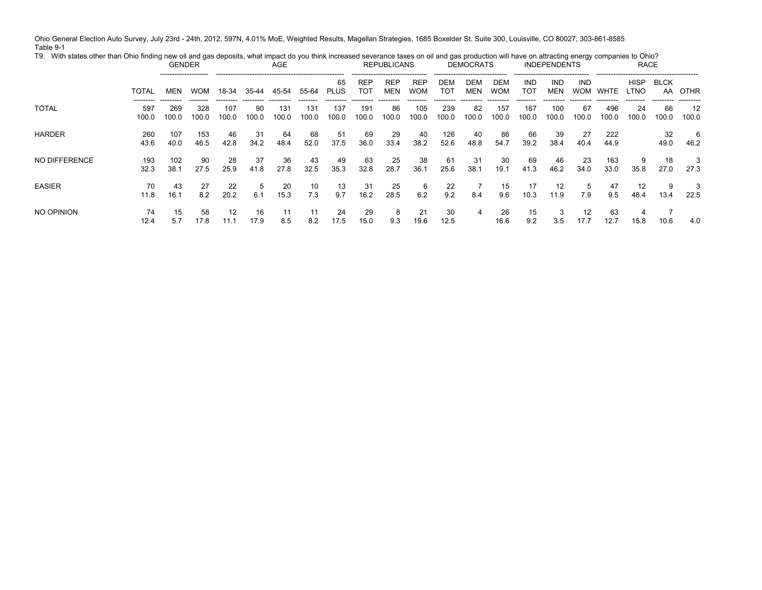Ohio General Election Auto Survey, July 23rd - 24th, 2012, 597N, 4.01% MoE, Weighted Results, Magellan Strategies, 1685 Boxelder St. Suite 300, Louisville, CO 80027, 303-861-8585

Table 9-1

T9. With states other than Ohio finding new oil and gas deposits, what impact do you think increased severance taxes on oil and gas production will have on attracting energy companies to Ohio?

| | | GENDER | | AGE | | | | | REPUBLICANS | | | DEMOCRATS | | | INDEPENDENTS | | | RACE | | | |
|---|---|---|---|---|---|---|---|---|---|---|---|---|---|---|---|---|---|---|---|---|---|
| | TOTAL | MEN | WOM | 18-34 | 35-44 | 45-54 | 55-64 | 65 PLUS | REP TOT | REP MEN | REP WOM | DEM TOT | DEM MEN | DEM WOM | IND TOT | IND MEN | IND WOM | WHTE | HISP LTNO | BLCK AA | OTHR |
| TOTAL | 597<br>100.0 | 269<br>100.0 | 328<br>100.0 | 107<br>100.0 | 90<br>100.0 | 131<br>100.0 | 131<br>100.0 | 137<br>100.0 | 191<br>100.0 | 86<br>100.0 | 105<br>100.0 | 239<br>100.0 | 82<br>100.0 | 157<br>100.0 | 167<br>100.0 | 100<br>100.0 | 67<br>100.0 | 496<br>100.0 | 24<br>100.0 | 66<br>100.0 | 12<br>100.0 |
| HARDER | 260<br>43.6 | 107<br>40.0 | 153<br>46.5 | 46<br>42.8 | 31<br>34.2 | 64<br>48.4 | 68<br>52.0 | 51<br>37.5 | 69<br>36.0 | 29<br>33.4 | 40<br>38.2 | 126<br>52.6 | 40<br>48.8 | 86<br>54.7 | 66<br>39.2 | 39<br>38.4 | 27<br>40.4 | 222<br>44.9 | | 32<br>49.0 | 6<br>46.2 |
| NO DIFFERENCE | 193<br>32.3 | 102<br>38.1 | 90<br>27.5 | 28<br>25.9 | 37<br>41.8 | 36<br>27.8 | 43<br>32.5 | 49<br>35.3 | 63<br>32.8 | 25<br>28.7 | 38<br>36.1 | 61<br>25.6 | 31<br>38.1 | 30<br>19.1 | 69<br>41.3 | 46<br>46.2 | 23<br>34.0 | 163<br>33.0 | 9<br>35.8 | 18<br>27.0 | 3<br>27.3 |
| EASIER | 70<br>11.8 | 43<br>16.1 | 27<br>8.2 | 22<br>20.2 | 5<br>6.1 | 20<br>15.3 | 10<br>7.3 | 13<br>9.7 | 31<br>16.2 | 25<br>28.5 | 6<br>6.2 | 22<br>9.2 | 7<br>8.4 | 15<br>9.6 | 17<br>10.3 | 12<br>11.9 | 5<br>7.9 | 47<br>9.5 | 12<br>48.4 | 9<br>13.4 | 3<br>22.5 |
| NO OPINION | 74<br>12.4 | 15<br>5.7 | 58<br>17.8 | 12<br>11.1 | 16<br>17.9 | 11<br>8.5 | 11<br>8.2 | 24<br>17.5 | 29<br>15.0 | 8<br>9.3 | 21<br>19.6 | 30<br>12.5 | 4 | 26<br>16.6 | 15<br>9.2 | 3<br>3.5 | 12<br>17.7 | 63<br>12.7 | 4<br>15.8 | 7<br>10.6 | 4.0 |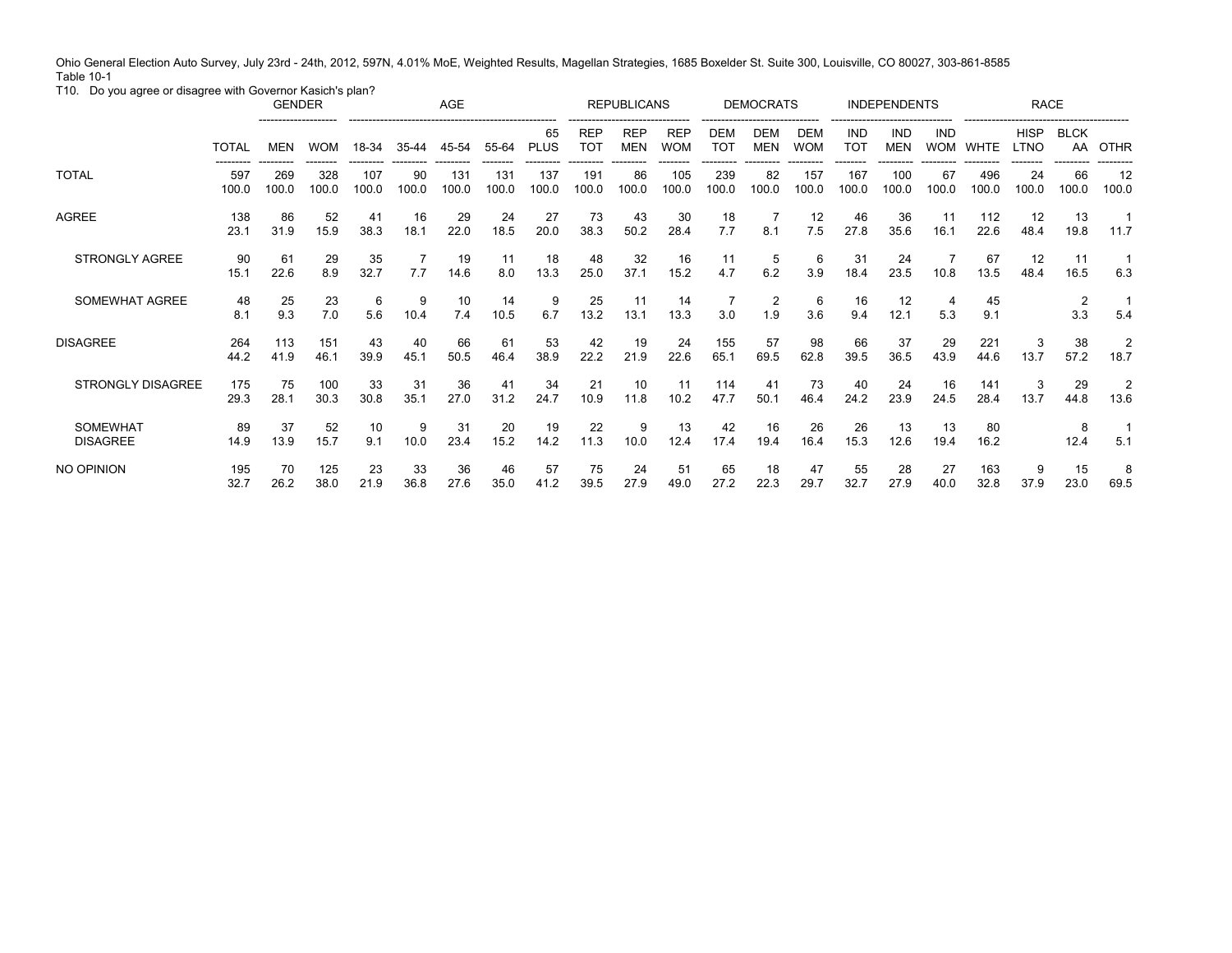Ohio General Election Auto Survey, July 23rd - 24th, 2012, 597N, 4.01% MoE, Weighted Results, Magellan Strategies, 1685 Boxelder St. Suite 300, Louisville, CO 80027, 303-861-8585
Table 10-1
T10. Do you agree or disagree with Governor Kasich's plan?

| | | GENDER | | AGE | | | | | REPUBLICANS | | | DEMOCRATS | | | INDEPENDENTS | | | RACE | | | |
|---|---|---|---|---|---|---|---|---|---|---|---|---|---|---|---|---|---|---|---|---|---|
| | TOTAL | MEN | WOM | 18-34 | 35-44 | 45-54 | 55-64 | 65 PLUS | REP TOT | REP MEN | REP WOM | DEM TOT | DEM MEN | DEM WOM | IND TOT | IND MEN | IND WOM | WHTE | HISP LTNO | BLCK AA | OTHR |
| TOTAL | 597<br>100.0 | 269<br>100.0 | 328<br>100.0 | 107<br>100.0 | 90<br>100.0 | 131<br>100.0 | 131<br>100.0 | 137<br>100.0 | 191<br>100.0 | 86<br>100.0 | 105<br>100.0 | 239<br>100.0 | 82<br>100.0 | 157<br>100.0 | 167<br>100.0 | 100<br>100.0 | 67<br>100.0 | 496<br>100.0 | 24<br>100.0 | 66<br>100.0 | 12<br>100.0 |
| AGREE | 138<br>23.1 | 86<br>31.9 | 52<br>15.9 | 41<br>38.3 | 16<br>18.1 | 29<br>22.0 | 24<br>18.5 | 27<br>20.0 | 73<br>38.3 | 43<br>50.2 | 30<br>28.4 | 18<br>7.7 | 7<br>8.1 | 12<br>7.5 | 46<br>27.8 | 36<br>35.6 | 11<br>16.1 | 112<br>22.6 | 12<br>48.4 | 13<br>19.8 | 1<br>11.7 |
| STRONGLY AGREE | 90<br>15.1 | 61<br>22.6 | 29<br>8.9 | 35<br>32.7 | 7<br>7.7 | 19<br>14.6 | 11<br>8.0 | 18<br>13.3 | 48<br>25.0 | 32<br>37.1 | 16<br>15.2 | 11<br>4.7 | 5<br>6.2 | 6<br>3.9 | 31<br>18.4 | 24<br>23.5 | 7<br>10.8 | 67<br>13.5 | 12<br>48.4 | 11<br>16.5 | 1<br>6.3 |
| SOMEWHAT AGREE | 48<br>8.1 | 25<br>9.3 | 23<br>7.0 | 6<br>5.6 | 9<br>10.4 | 10<br>7.4 | 14<br>10.5 | 9<br>6.7 | 25<br>13.2 | 11<br>13.1 | 14<br>13.3 | 7<br>3.0 | 2<br>1.9 | 6<br>3.6 | 16<br>9.4 | 12<br>12.1 | 4<br>5.3 | 45<br>9.1 | | 2<br>3.3 | 1<br>5.4 |
| DISAGREE | 264<br>44.2 | 113<br>41.9 | 151<br>46.1 | 43<br>39.9 | 40<br>45.1 | 66<br>50.5 | 61<br>46.4 | 53<br>38.9 | 42<br>22.2 | 19<br>21.9 | 24<br>22.6 | 155<br>65.1 | 57<br>69.5 | 98<br>62.8 | 66<br>39.5 | 37<br>36.5 | 29<br>43.9 | 221<br>44.6 | 3<br>13.7 | 38<br>57.2 | 2<br>18.7 |
| STRONGLY DISAGREE | 175<br>29.3 | 75<br>28.1 | 100<br>30.3 | 33<br>30.8 | 31<br>35.1 | 36<br>27.0 | 41<br>31.2 | 34<br>24.7 | 21<br>10.9 | 10<br>11.8 | 11<br>10.2 | 114<br>47.7 | 41<br>50.1 | 73<br>46.4 | 40<br>24.2 | 24<br>23.9 | 16<br>24.5 | 141<br>28.4 | 3<br>13.7 | 29<br>44.8 | 2<br>13.6 |
| SOMEWHAT DISAGREE | 89<br>14.9 | 37<br>13.9 | 52<br>15.7 | 10<br>9.1 | 9<br>10.0 | 31<br>23.4 | 20<br>15.2 | 19<br>14.2 | 22<br>11.3 | 9<br>10.0 | 13<br>12.4 | 42<br>17.4 | 16<br>19.4 | 26<br>16.4 | 26<br>15.3 | 13<br>12.6 | 13<br>19.4 | 80<br>16.2 | | 8<br>12.4 | 1<br>5.1 |
| NO OPINION | 195<br>32.7 | 70<br>26.2 | 125<br>38.0 | 23<br>21.9 | 33<br>36.8 | 36<br>27.6 | 46<br>35.0 | 57<br>41.2 | 75<br>39.5 | 24<br>27.9 | 51<br>49.0 | 65<br>27.2 | 18<br>22.3 | 47<br>29.7 | 55<br>32.7 | 28<br>27.9 | 27<br>40.0 | 163<br>32.8 | 9<br>37.9 | 15<br>23.0 | 8<br>69.5 |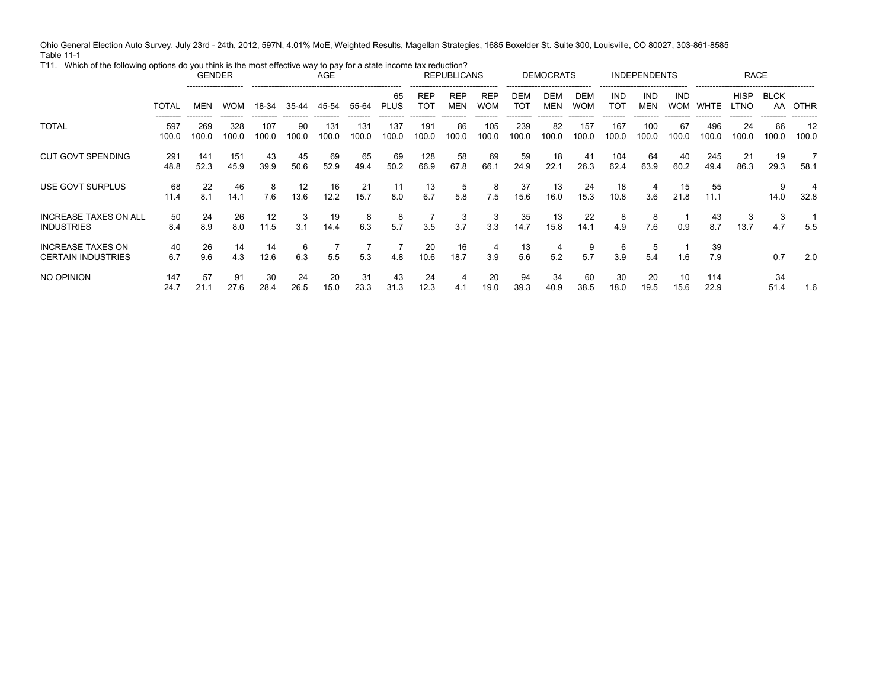Ohio General Election Auto Survey, July 23rd - 24th, 2012, 597N, 4.01% MoE, Weighted Results, Magellan Strategies, 1685 Boxelder St. Suite 300, Louisville, CO 80027, 303-861-8585

Table 11-1

T11. Which of the following options do you think is the most effective way to pay for a state income tax reduction?

| | | GENDER | | AGE | | | | | REPUBLICANS | | | DEMOCRATS | | | INDEPENDENTS | | | RACE | | | |
|---|---|---|---|---|---|---|---|---|---|---|---|---|---|---|---|---|---|---|---|---|---|
| | TOTAL | MEN | WOM | 18-34 | 35-44 | 45-54 | 55-64 | 65 PLUS | REP TOT | REP MEN | REP WOM | DEM TOT | DEM MEN | DEM WOM | IND TOT | IND MEN | IND WOM | WHTE | HISP LTNO | BLCK AA | OTHR |
| TOTAL | 597 | 269 | 328 | 107 | 90 | 131 | 131 | 137 | 191 | 86 | 105 | 239 | 82 | 157 | 167 | 100 | 67 | 496 | 24 | 66 | 12 |
| | 100.0 | 100.0 | 100.0 | 100.0 | 100.0 | 100.0 | 100.0 | 100.0 | 100.0 | 100.0 | 100.0 | 100.0 | 100.0 | 100.0 | 100.0 | 100.0 | 100.0 | 100.0 | 100.0 | 100.0 | 100.0 |
| CUT GOVT SPENDING | 291 | 141 | 151 | 43 | 45 | 69 | 65 | 69 | 128 | 58 | 69 | 59 | 18 | 41 | 104 | 64 | 40 | 245 | 21 | 19 | 7 |
| | 48.8 | 52.3 | 45.9 | 39.9 | 50.6 | 52.9 | 49.4 | 50.2 | 66.9 | 67.8 | 66.1 | 24.9 | 22.1 | 26.3 | 62.4 | 63.9 | 60.2 | 49.4 | 86.3 | 29.3 | 58.1 |
| USE GOVT SURPLUS | 68 | 22 | 46 | 8 | 12 | 16 | 21 | 11 | 13 | 5 | 8 | 37 | 13 | 24 | 18 | 4 | 15 | 55 | | 9 | 4 |
| | 11.4 | 8.1 | 14.1 | 7.6 | 13.6 | 12.2 | 15.7 | 8.0 | 6.7 | 5.8 | 7.5 | 15.6 | 16.0 | 15.3 | 10.8 | 3.6 | 21.8 | 11.1 | | 14.0 | 32.8 |
| INCREASE TAXES ON ALL INDUSTRIES | 50 | 24 | 26 | 12 | 3 | 19 | 8 | 8 | 7 | 3 | 3 | 35 | 13 | 22 | 8 | 8 | 1 | 43 | 3 | 3 | 1 |
| | 8.4 | 8.9 | 8.0 | 11.5 | 3.1 | 14.4 | 6.3 | 5.7 | 3.5 | 3.7 | 3.3 | 14.7 | 15.8 | 14.1 | 4.9 | 7.6 | 0.9 | 8.7 | 13.7 | 4.7 | 5.5 |
| INCREASE TAXES ON CERTAIN INDUSTRIES | 40 | 26 | 14 | 14 | 6 | 7 | 7 | 7 | 20 | 16 | 4 | 13 | 4 | 9 | 6 | 5 | 1 | 39 | | | |
| | 6.7 | 9.6 | 4.3 | 12.6 | 6.3 | 5.5 | 5.3 | 4.8 | 10.6 | 18.7 | 3.9 | 5.6 | 5.2 | 5.7 | 3.9 | 5.4 | 1.6 | 7.9 | | 0.7 | 2.0 |
| NO OPINION | 147 | 57 | 91 | 30 | 24 | 20 | 31 | 43 | 24 | 4 | 20 | 94 | 34 | 60 | 30 | 20 | 10 | 114 | | 34 | |
| | 24.7 | 21.1 | 27.6 | 28.4 | 26.5 | 15.0 | 23.3 | 31.3 | 12.3 | 4.1 | 19.0 | 39.3 | 40.9 | 38.5 | 18.0 | 19.5 | 15.6 | 22.9 | | 51.4 | 1.6 |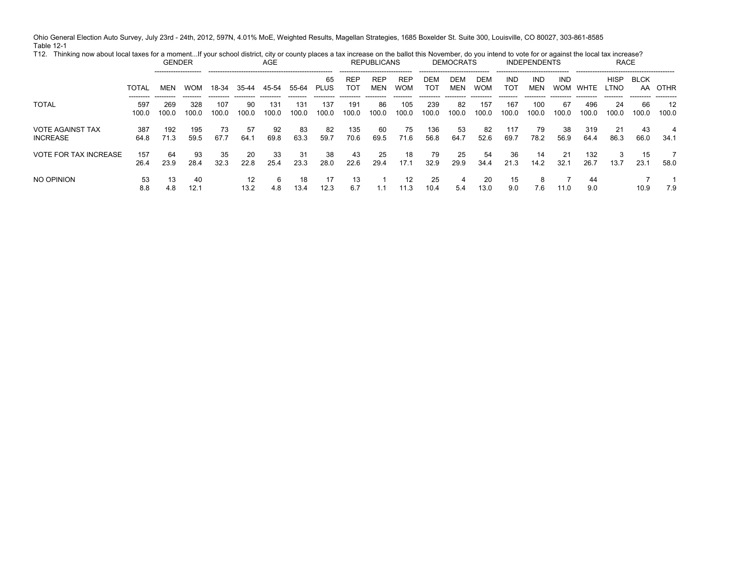Ohio General Election Auto Survey, July 23rd - 24th, 2012, 597N, 4.01% MoE, Weighted Results, Magellan Strategies, 1685 Boxelder St. Suite 300, Louisville, CO 80027, 303-861-8585

Table 12-1

T12. Thinking now about local taxes for a moment...If your school district, city or county places a tax increase on the ballot this November, do you intend to vote for or against the local tax increase?

| | | GENDER | | AGE | | | | | REPUBLICANS | | | DEMOCRATS | | | INDEPENDENTS | | | RACE | | | |
|---|---|---|---|---|---|---|---|---|---|---|---|---|---|---|---|---|---|---|---|---|---|
| | TOTAL | MEN | WOM | 18-34 | 35-44 | 45-54 | 55-64 | 65 PLUS | REP TOT | REP MEN | REP WOM | DEM TOT | DEM MEN | DEM WOM | IND TOT | IND MEN | IND WOM | WHTE | HISP LTNO | BLCK AA | OTHR |
| TOTAL | 597<br>100.0 | 269<br>100.0 | 328<br>100.0 | 107<br>100.0 | 90<br>100.0 | 131<br>100.0 | 131<br>100.0 | 137<br>100.0 | 191<br>100.0 | 86<br>100.0 | 105<br>100.0 | 239<br>100.0 | 82<br>100.0 | 157<br>100.0 | 167<br>100.0 | 100<br>100.0 | 67<br>100.0 | 496<br>100.0 | 24<br>100.0 | 66<br>100.0 | 12<br>100.0 |
| VOTE AGAINST TAX INCREASE | 387<br>64.8 | 192<br>71.3 | 195<br>59.5 | 73<br>67.7 | 57<br>64.1 | 92<br>69.8 | 83<br>63.3 | 82<br>59.7 | 135<br>70.6 | 60<br>69.5 | 75<br>71.6 | 136<br>56.8 | 53<br>64.7 | 82<br>52.6 | 117<br>69.7 | 79<br>78.2 | 38<br>56.9 | 319<br>64.4 | 21<br>86.3 | 43<br>66.0 | 4<br>34.1 |
| VOTE FOR TAX INCREASE | 157<br>26.4 | 64<br>23.9 | 93<br>28.4 | 35<br>32.3 | 20<br>22.8 | 33<br>25.4 | 31<br>23.3 | 38<br>28.0 | 43<br>22.6 | 25<br>29.4 | 18<br>17.1 | 79<br>32.9 | 25<br>29.9 | 54<br>34.4 | 36<br>21.3 | 14<br>14.2 | 21<br>32.1 | 132<br>26.7 | 3<br>13.7 | 15<br>23.1 | 7<br>58.0 |
| NO OPINION | 53<br>8.8 | 13<br>4.8 | 40<br>12.1 | | 12<br>13.2 | 6<br>4.8 | 18<br>13.4 | 17<br>12.3 | 13<br>6.7 | 1<br>1.1 | 12<br>11.3 | 25<br>10.4 | 4<br>5.4 | 20<br>13.0 | 15<br>9.0 | 8<br>7.6 | 7<br>11.0 | 44<br>9.0 | | 7<br>10.9 | 1<br>7.9 |